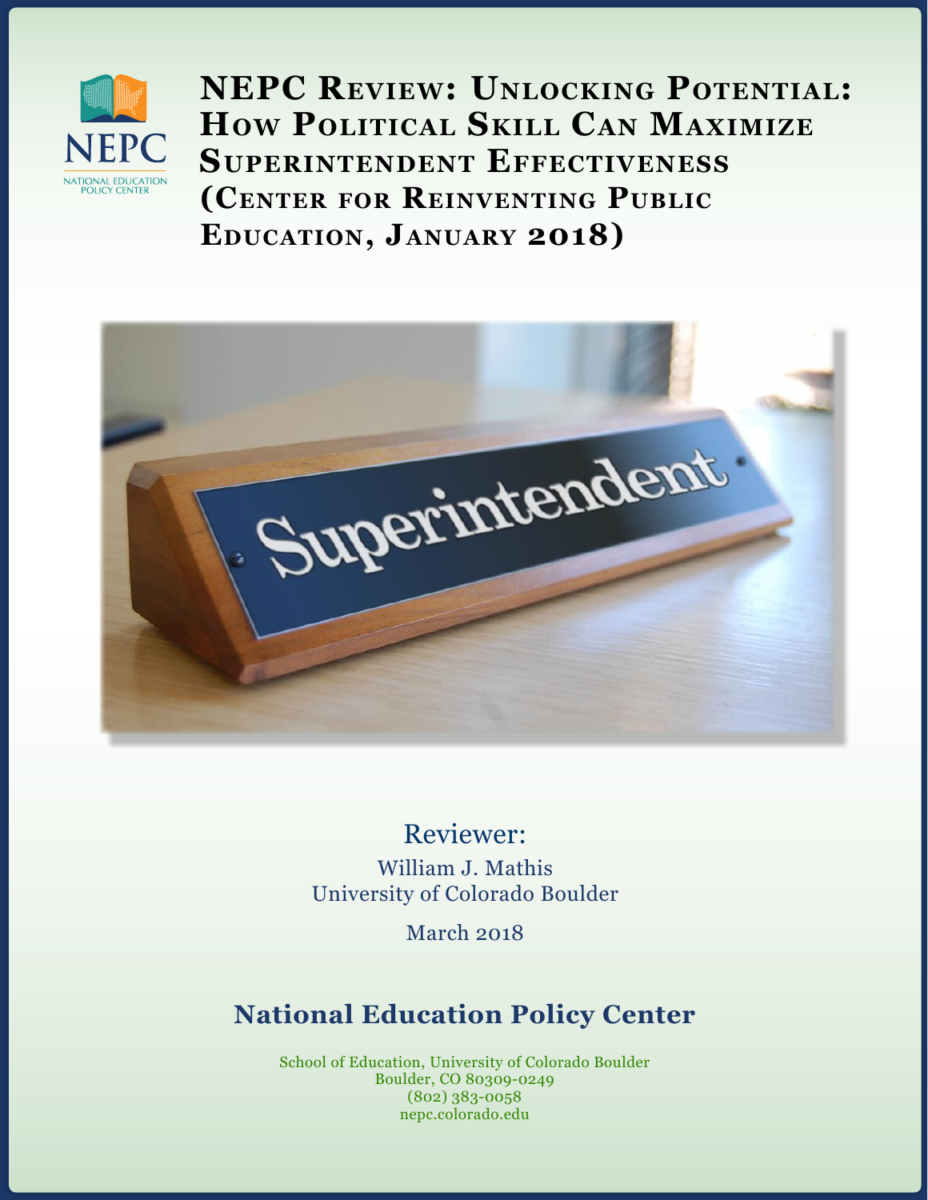# NEPC Review: Unlocking Potential: How Political Skill Can Maximize Superintendent Effectiveness (Center for Reinventing Public Education, January 2018)

Reviewer:

William J. Mathis
University of Colorado Boulder

March 2018

## National Education Policy Center

School of Education, University of Colorado Boulder
Boulder, CO 80309-0249
(802) 383-0058
nepc.colorado.edu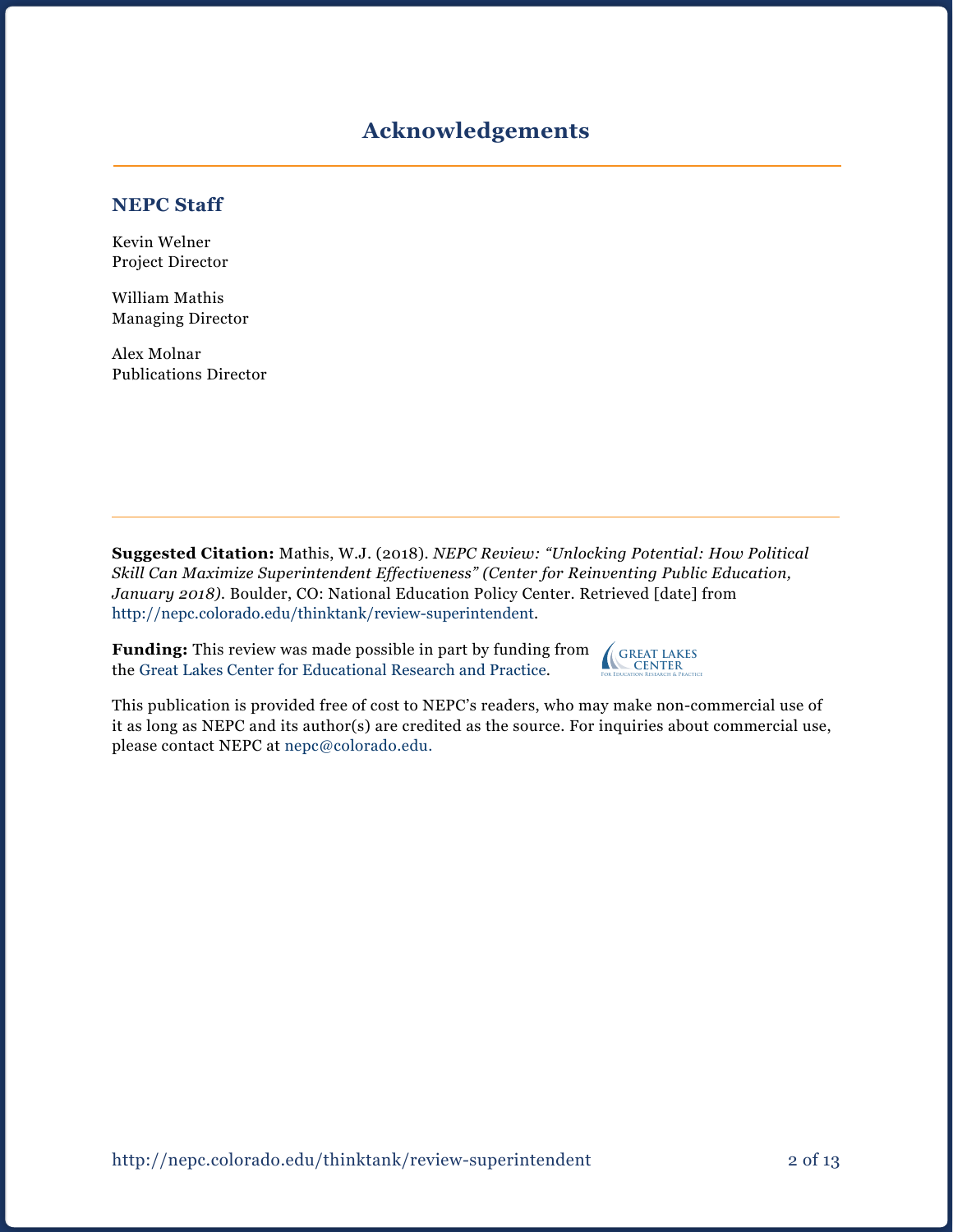# Acknowledgements

## NEPC Staff

Kevin Welner
Project Director

William Mathis
Managing Director

Alex Molnar
Publications Director

**Suggested Citation:** Mathis, W.J. (2018). *NEPC Review: "Unlocking Potential: How Political Skill Can Maximize Superintendent Effectiveness" (Center for Reinventing Public Education, January 2018)*. Boulder, CO: National Education Policy Center. Retrieved [date] from http://nepc.colorado.edu/thinktank/review-superintendent.

**Funding:** This review was made possible in part by funding from the Great Lakes Center for Educational Research and Practice.

This publication is provided free of cost to NEPC's readers, who may make non-commercial use of it as long as NEPC and its author(s) are credited as the source. For inquiries about commercial use, please contact NEPC at nepc@colorado.edu.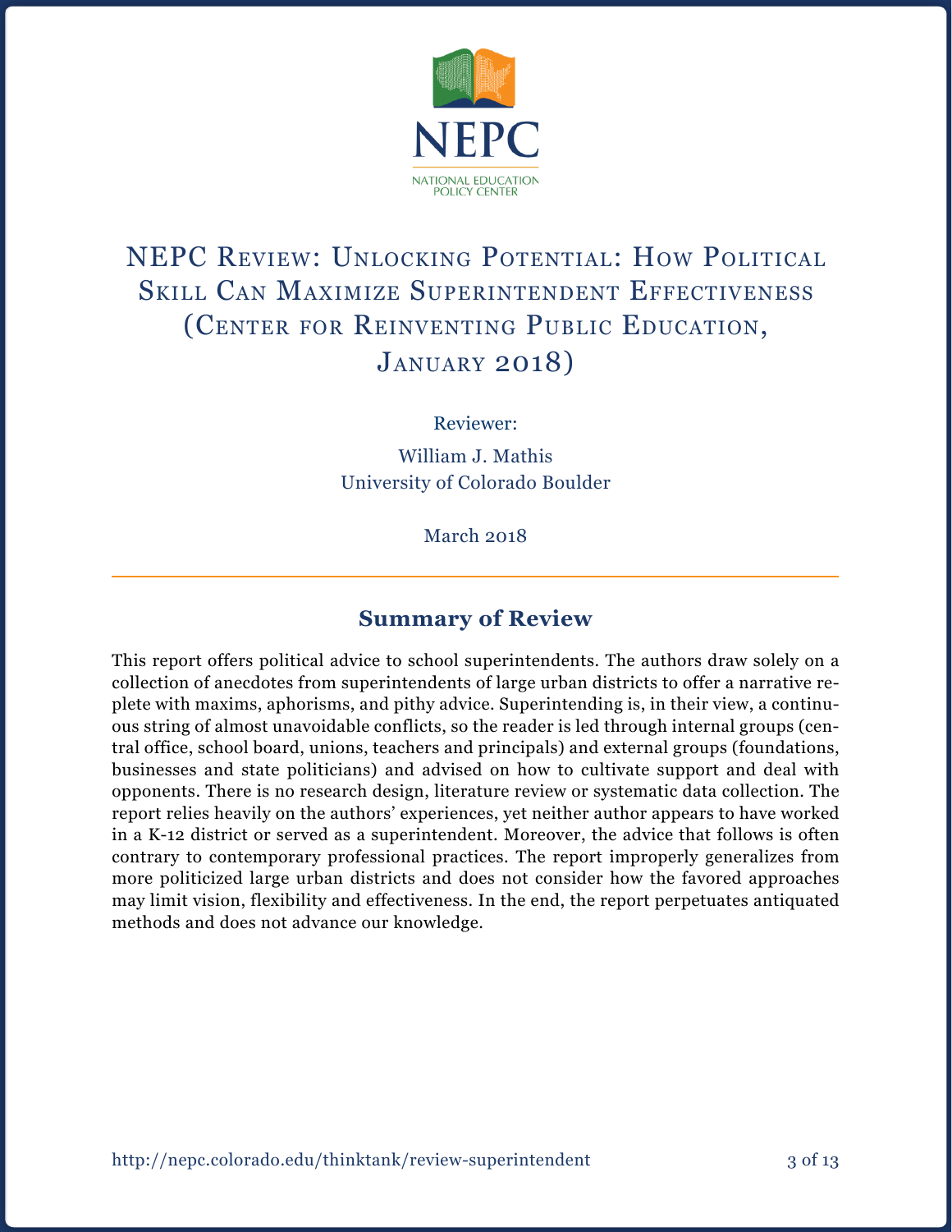NEPC

NATIONAL EDUCATION POLICY CENTER

# NEPC Review: Unlocking Potential: How Political Skill Can Maximize Superintendent Effectiveness (Center for Reinventing Public Education, January 2018)

Reviewer:

William J. Mathis
University of Colorado Boulder

March 2018

## Summary of Review

This report offers political advice to school superintendents. The authors draw solely on a collection of anecdotes from superintendents of large urban districts to offer a narrative replete with maxims, aphorisms, and pithy advice. Superintending is, in their view, a continuous string of almost unavoidable conflicts, so the reader is led through internal groups (central office, school board, unions, teachers and principals) and external groups (foundations, businesses and state politicians) and advised on how to cultivate support and deal with opponents. There is no research design, literature review or systematic data collection. The report relies heavily on the authors' experiences, yet neither author appears to have worked in a K-12 district or served as a superintendent. Moreover, the advice that follows is often contrary to contemporary professional practices. The report improperly generalizes from more politicized large urban districts and does not consider how the favored approaches may limit vision, flexibility and effectiveness. In the end, the report perpetuates antiquated methods and does not advance our knowledge.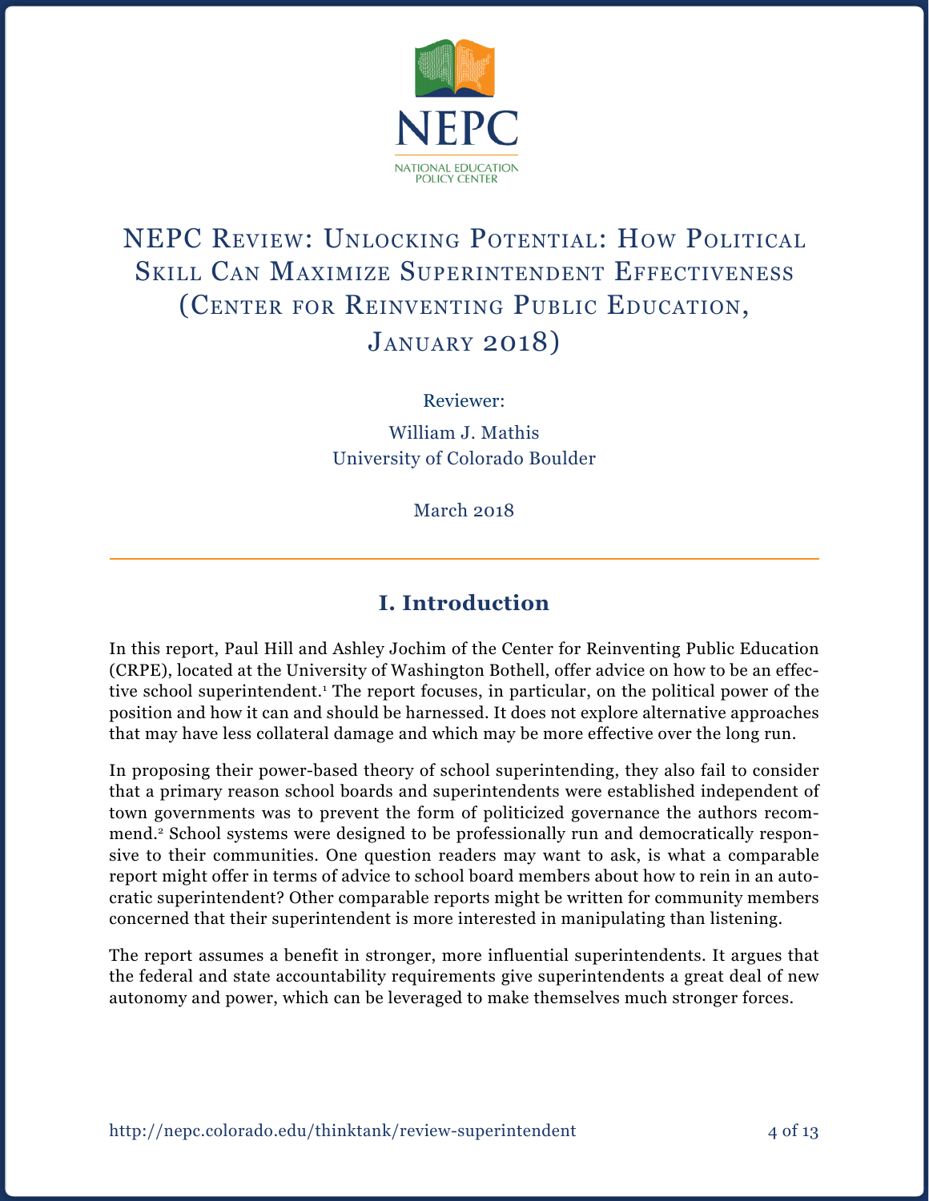NATIONAL EDUCATION POLICY CENTER

# NEPC Review: Unlocking Potential: How Political Skill Can Maximize Superintendent Effectiveness (Center for Reinventing Public Education, January 2018)

Reviewer:

William J. Mathis
University of Colorado Boulder

March 2018

## I. Introduction

In this report, Paul Hill and Ashley Jochim of the Center for Reinventing Public Education (CRPE), located at the University of Washington Bothell, offer advice on how to be an effective school superintendent.[1] The report focuses, in particular, on the political power of the position and how it can and should be harnessed. It does not explore alternative approaches that may have less collateral damage and which may be more effective over the long run.

In proposing their power-based theory of school superintending, they also fail to consider that a primary reason school boards and superintendents were established independent of town governments was to prevent the form of politicized governance the authors recommend.[2] School systems were designed to be professionally run and democratically responsive to their communities. One question readers may want to ask, is what a comparable report might offer in terms of advice to school board members about how to rein in an autocratic superintendent? Other comparable reports might be written for community members concerned that their superintendent is more interested in manipulating than listening.

The report assumes a benefit in stronger, more influential superintendents. It argues that the federal and state accountability requirements give superintendents a great deal of new autonomy and power, which can be leveraged to make themselves much stronger forces.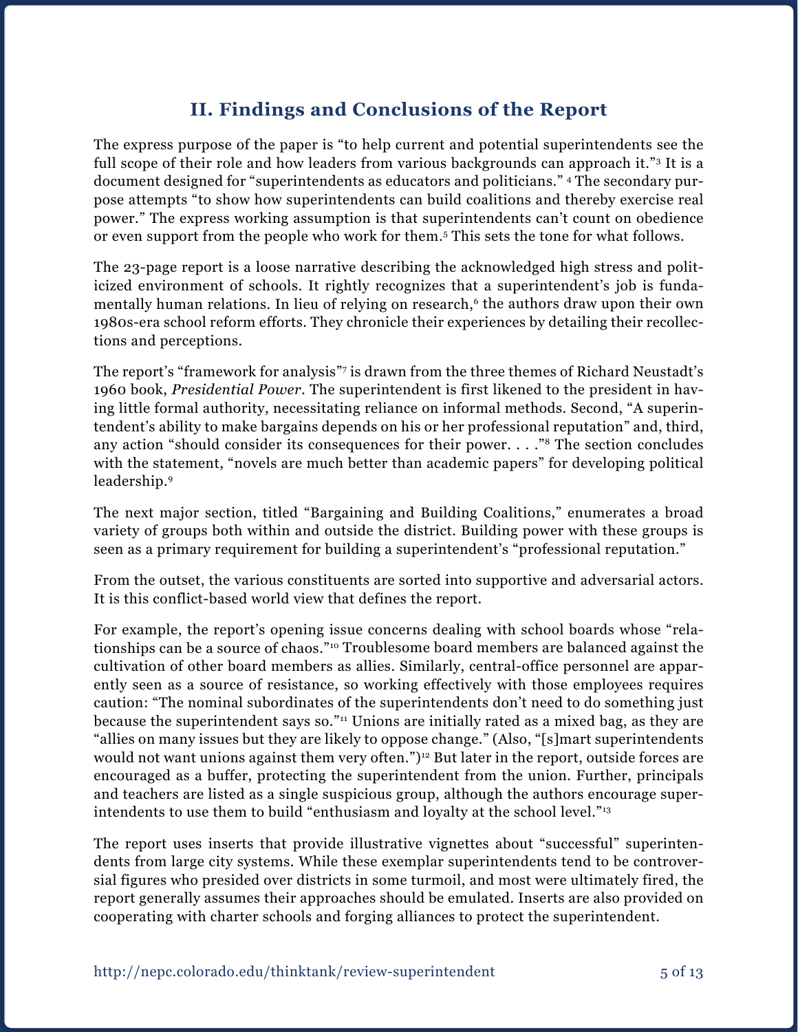## II. Findings and Conclusions of the Report

The express purpose of the paper is "to help current and potential superintendents see the full scope of their role and how leaders from various backgrounds can approach it."[3] It is a document designed for "superintendents as educators and politicians." [4] The secondary purpose attempts "to show how superintendents can build coalitions and thereby exercise real power." The express working assumption is that superintendents can't count on obedience or even support from the people who work for them.[5] This sets the tone for what follows.

The 23-page report is a loose narrative describing the acknowledged high stress and politicized environment of schools. It rightly recognizes that a superintendent's job is fundamentally human relations. In lieu of relying on research,[6] the authors draw upon their own 1980s-era school reform efforts. They chronicle their experiences by detailing their recollections and perceptions.

The report's "framework for analysis"[7] is drawn from the three themes of Richard Neustadt's 1960 book, *Presidential Power*. The superintendent is first likened to the president in having little formal authority, necessitating reliance on informal methods. Second, "A superintendent's ability to make bargains depends on his or her professional reputation" and, third, any action "should consider its consequences for their power. . . ."[8] The section concludes with the statement, "novels are much better than academic papers" for developing political leadership.[9]

The next major section, titled "Bargaining and Building Coalitions," enumerates a broad variety of groups both within and outside the district. Building power with these groups is seen as a primary requirement for building a superintendent's "professional reputation."

From the outset, the various constituents are sorted into supportive and adversarial actors. It is this conflict-based world view that defines the report.

For example, the report's opening issue concerns dealing with school boards whose "relationships can be a source of chaos."[10] Troublesome board members are balanced against the cultivation of other board members as allies. Similarly, central-office personnel are apparently seen as a source of resistance, so working effectively with those employees requires caution: "The nominal subordinates of the superintendents don't need to do something just because the superintendent says so."[11] Unions are initially rated as a mixed bag, as they are "allies on many issues but they are likely to oppose change." (Also, "[s]mart superintendents would not want unions against them very often.")[12] But later in the report, outside forces are encouraged as a buffer, protecting the superintendent from the union. Further, principals and teachers are listed as a single suspicious group, although the authors encourage superintendents to use them to build "enthusiasm and loyalty at the school level."[13]

The report uses inserts that provide illustrative vignettes about "successful" superintendents from large city systems. While these exemplar superintendents tend to be controversial figures who presided over districts in some turmoil, and most were ultimately fired, the report generally assumes their approaches should be emulated. Inserts are also provided on cooperating with charter schools and forging alliances to protect the superintendent.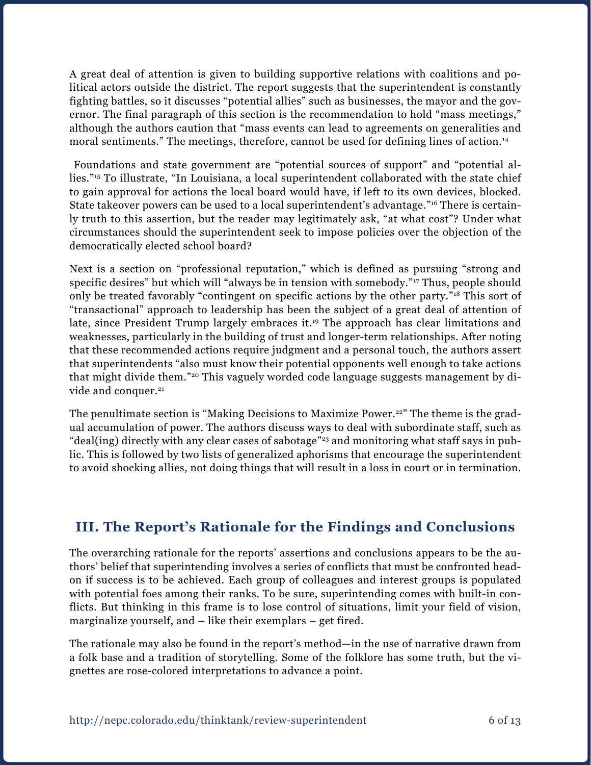A great deal of attention is given to building supportive relations with coalitions and political actors outside the district. The report suggests that the superintendent is constantly fighting battles, so it discusses "potential allies" such as businesses, the mayor and the governor. The final paragraph of this section is the recommendation to hold "mass meetings," although the authors caution that "mass events can lead to agreements on generalities and moral sentiments." The meetings, therefore, cannot be used for defining lines of action.[14]

Foundations and state government are "potential sources of support" and "potential allies."[15] To illustrate, "In Louisiana, a local superintendent collaborated with the state chief to gain approval for actions the local board would have, if left to its own devices, blocked. State takeover powers can be used to a local superintendent's advantage."[16] There is certainly truth to this assertion, but the reader may legitimately ask, "at what cost"? Under what circumstances should the superintendent seek to impose policies over the objection of the democratically elected school board?

Next is a section on "professional reputation," which is defined as pursuing "strong and specific desires" but which will "always be in tension with somebody."[17] Thus, people should only be treated favorably "contingent on specific actions by the other party."[18] This sort of "transactional" approach to leadership has been the subject of a great deal of attention of late, since President Trump largely embraces it.[19] The approach has clear limitations and weaknesses, particularly in the building of trust and longer-term relationships. After noting that these recommended actions require judgment and a personal touch, the authors assert that superintendents "also must know their potential opponents well enough to take actions that might divide them."[20] This vaguely worded code language suggests management by divide and conquer.[21]

The penultimate section is "Making Decisions to Maximize Power.[22]" The theme is the gradual accumulation of power. The authors discuss ways to deal with subordinate staff, such as "deal(ing) directly with any clear cases of sabotage"[23] and monitoring what staff says in public. This is followed by two lists of generalized aphorisms that encourage the superintendent to avoid shocking allies, not doing things that will result in a loss in court or in termination.

## III. The Report's Rationale for the Findings and Conclusions

The overarching rationale for the reports' assertions and conclusions appears to be the authors' belief that superintending involves a series of conflicts that must be confronted head-on if success is to be achieved. Each group of colleagues and interest groups is populated with potential foes among their ranks. To be sure, superintending comes with built-in conflicts. But thinking in this frame is to lose control of situations, limit your field of vision, marginalize yourself, and – like their exemplars – get fired.

The rationale may also be found in the report's method—in the use of narrative drawn from a folk base and a tradition of storytelling. Some of the folklore has some truth, but the vignettes are rose-colored interpretations to advance a point.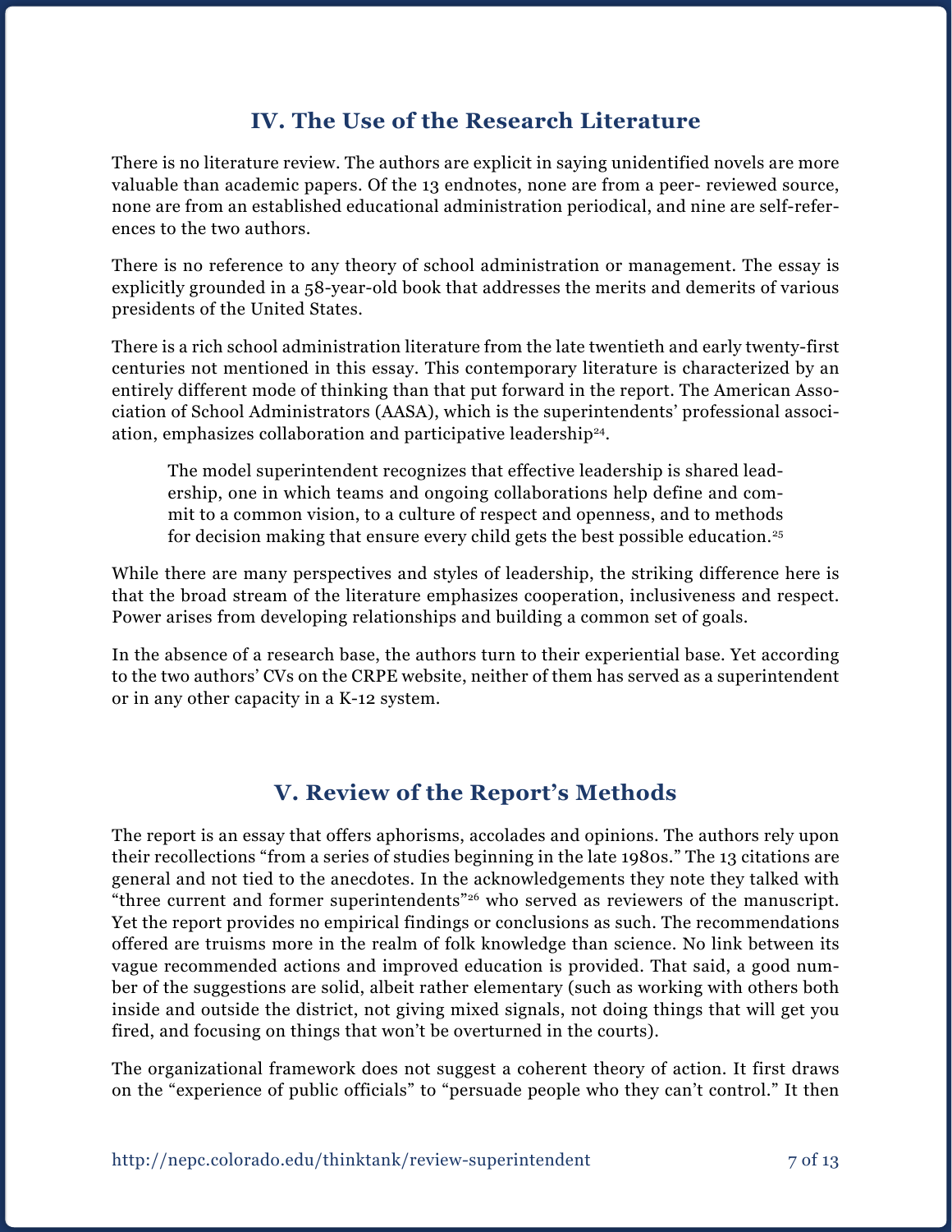## IV. The Use of the Research Literature

There is no literature review. The authors are explicit in saying unidentified novels are more valuable than academic papers. Of the 13 endnotes, none are from a peer- reviewed source, none are from an established educational administration periodical, and nine are self-references to the two authors.

There is no reference to any theory of school administration or management. The essay is explicitly grounded in a 58-year-old book that addresses the merits and demerits of various presidents of the United States.

There is a rich school administration literature from the late twentieth and early twenty-first centuries not mentioned in this essay. This contemporary literature is characterized by an entirely different mode of thinking than that put forward in the report. The American Association of School Administrators (AASA), which is the superintendents' professional association, emphasizes collaboration and participative leadership[24].

> The model superintendent recognizes that effective leadership is shared leadership, one in which teams and ongoing collaborations help define and commit to a common vision, to a culture of respect and openness, and to methods for decision making that ensure every child gets the best possible education.[25]

While there are many perspectives and styles of leadership, the striking difference here is that the broad stream of the literature emphasizes cooperation, inclusiveness and respect. Power arises from developing relationships and building a common set of goals.

In the absence of a research base, the authors turn to their experiential base. Yet according to the two authors' CVs on the CRPE website, neither of them has served as a superintendent or in any other capacity in a K-12 system.

## V. Review of the Report's Methods

The report is an essay that offers aphorisms, accolades and opinions. The authors rely upon their recollections "from a series of studies beginning in the late 1980s." The 13 citations are general and not tied to the anecdotes. In the acknowledgements they note they talked with "three current and former superintendents"[26] who served as reviewers of the manuscript. Yet the report provides no empirical findings or conclusions as such. The recommendations offered are truisms more in the realm of folk knowledge than science. No link between its vague recommended actions and improved education is provided. That said, a good number of the suggestions are solid, albeit rather elementary (such as working with others both inside and outside the district, not giving mixed signals, not doing things that will get you fired, and focusing on things that won't be overturned in the courts).

The organizational framework does not suggest a coherent theory of action. It first draws on the "experience of public officials" to "persuade people who they can't control." It then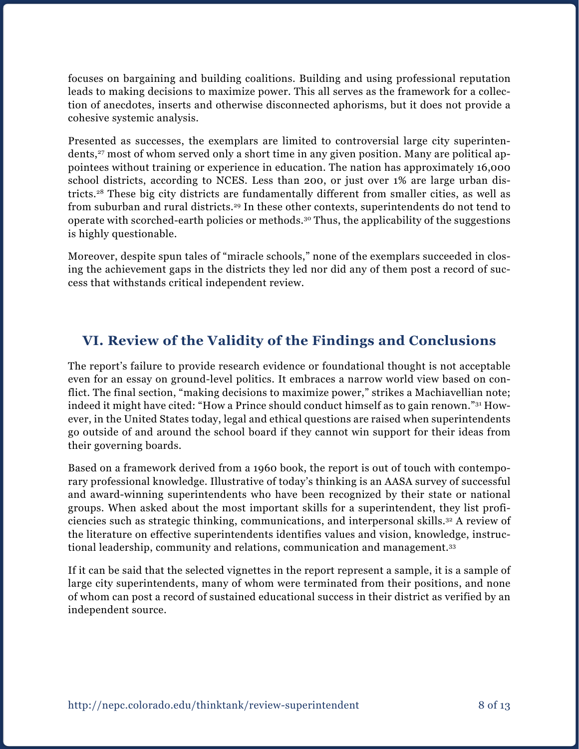focuses on bargaining and building coalitions. Building and using professional reputation leads to making decisions to maximize power. This all serves as the framework for a collection of anecdotes, inserts and otherwise disconnected aphorisms, but it does not provide a cohesive systemic analysis.

Presented as successes, the exemplars are limited to controversial large city superintendents,[27] most of whom served only a short time in any given position. Many are political appointees without training or experience in education. The nation has approximately 16,000 school districts, according to NCES. Less than 200, or just over 1% are large urban districts.[28] These big city districts are fundamentally different from smaller cities, as well as from suburban and rural districts.[29] In these other contexts, superintendents do not tend to operate with scorched-earth policies or methods.[30] Thus, the applicability of the suggestions is highly questionable.

Moreover, despite spun tales of "miracle schools," none of the exemplars succeeded in closing the achievement gaps in the districts they led nor did any of them post a record of success that withstands critical independent review.

## VI. Review of the Validity of the Findings and Conclusions

The report's failure to provide research evidence or foundational thought is not acceptable even for an essay on ground-level politics. It embraces a narrow world view based on conflict. The final section, "making decisions to maximize power," strikes a Machiavellian note; indeed it might have cited: "How a Prince should conduct himself as to gain renown."[31] However, in the United States today, legal and ethical questions are raised when superintendents go outside of and around the school board if they cannot win support for their ideas from their governing boards.

Based on a framework derived from a 1960 book, the report is out of touch with contemporary professional knowledge. Illustrative of today's thinking is an AASA survey of successful and award-winning superintendents who have been recognized by their state or national groups. When asked about the most important skills for a superintendent, they list proficiencies such as strategic thinking, communications, and interpersonal skills.[32] A review of the literature on effective superintendents identifies values and vision, knowledge, instructional leadership, community and relations, communication and management.[33]

If it can be said that the selected vignettes in the report represent a sample, it is a sample of large city superintendents, many of whom were terminated from their positions, and none of whom can post a record of sustained educational success in their district as verified by an independent source.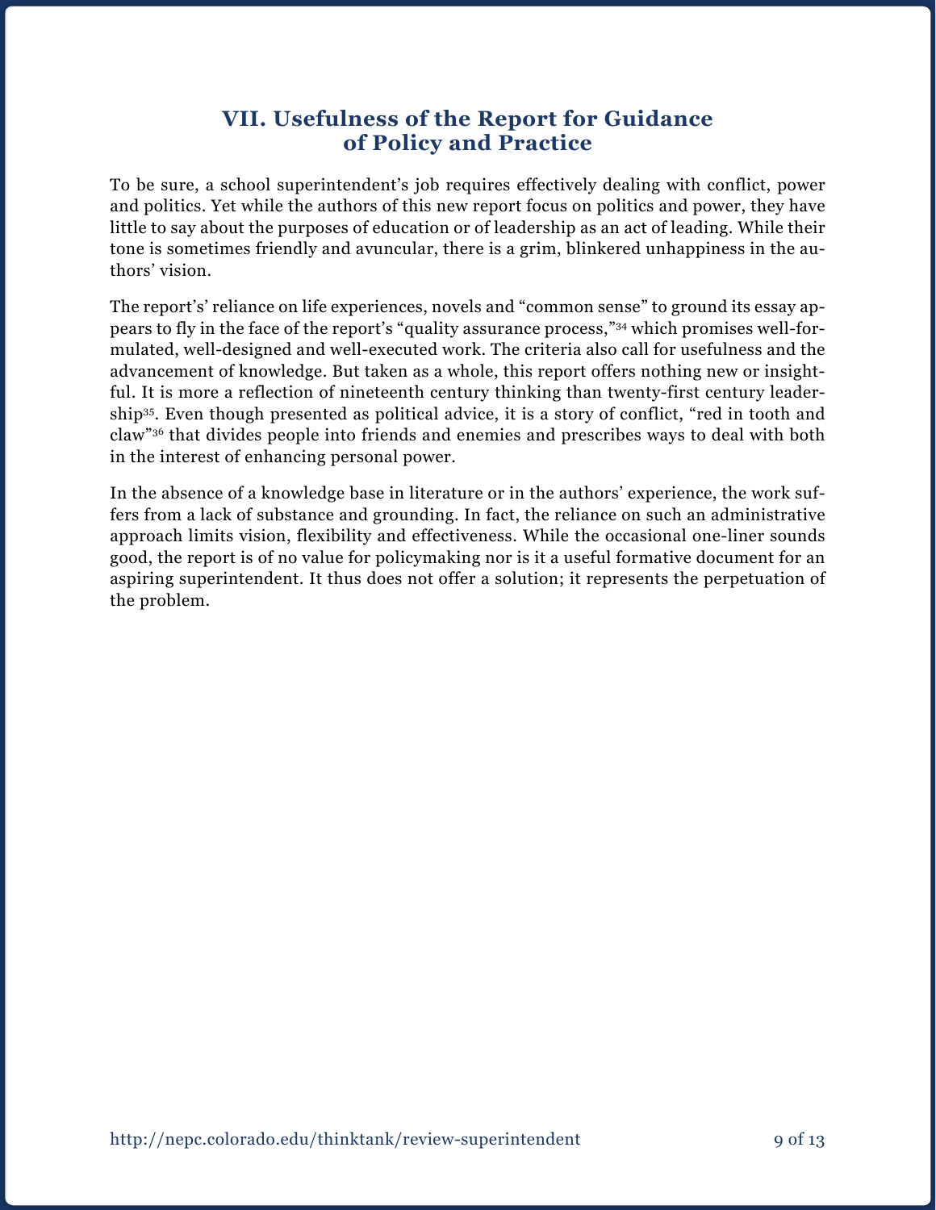## VII. Usefulness of the Report for Guidance of Policy and Practice

To be sure, a school superintendent's job requires effectively dealing with conflict, power and politics. Yet while the authors of this new report focus on politics and power, they have little to say about the purposes of education or of leadership as an act of leading. While their tone is sometimes friendly and avuncular, there is a grim, blinkered unhappiness in the authors' vision.

The report's' reliance on life experiences, novels and "common sense" to ground its essay appears to fly in the face of the report's "quality assurance process,"[34] which promises well-formulated, well-designed and well-executed work. The criteria also call for usefulness and the advancement of knowledge. But taken as a whole, this report offers nothing new or insightful. It is more a reflection of nineteenth century thinking than twenty-first century leadership[35]. Even though presented as political advice, it is a story of conflict, "red in tooth and claw"[36] that divides people into friends and enemies and prescribes ways to deal with both in the interest of enhancing personal power.

In the absence of a knowledge base in literature or in the authors' experience, the work suffers from a lack of substance and grounding. In fact, the reliance on such an administrative approach limits vision, flexibility and effectiveness. While the occasional one-liner sounds good, the report is of no value for policymaking nor is it a useful formative document for an aspiring superintendent. It thus does not offer a solution; it represents the perpetuation of the problem.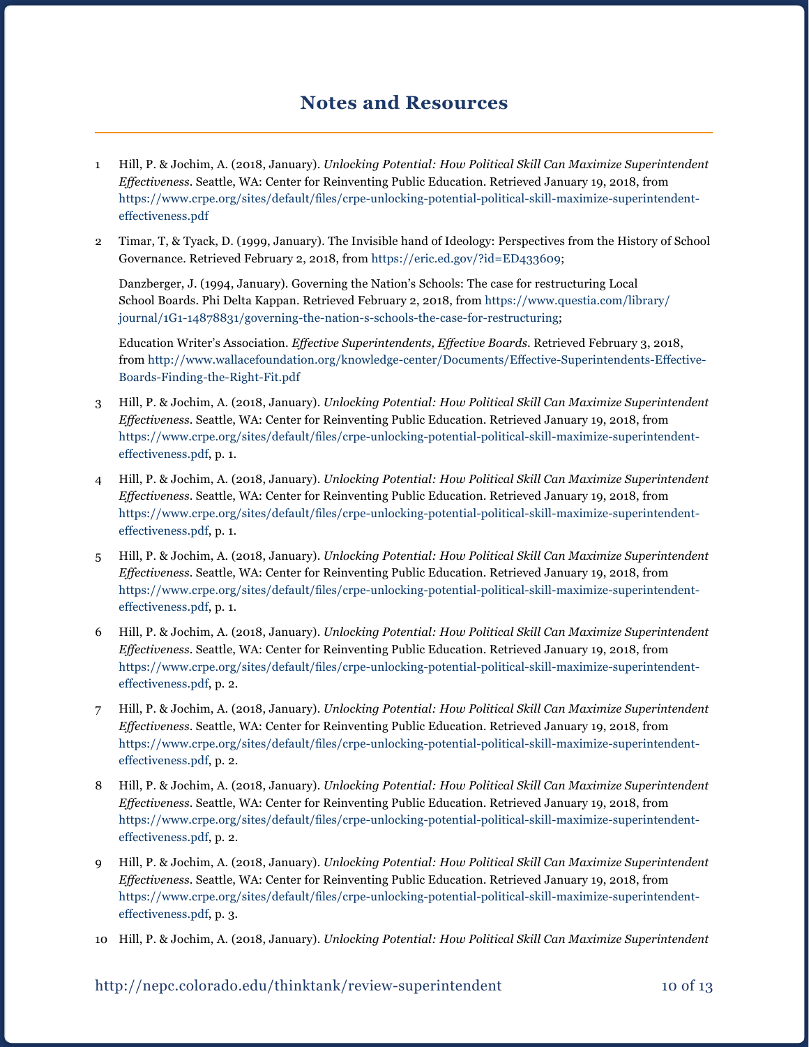## Notes and Resources

1. Hill, P. & Jochim, A. (2018, January). *Unlocking Potential: How Political Skill Can Maximize Superintendent Effectiveness*. Seattle, WA: Center for Reinventing Public Education. Retrieved January 19, 2018, from https://www.crpe.org/sites/default/files/crpe-unlocking-potential-political-skill-maximize-superintendent-effectiveness.pdf

2. Timar, T, & Tyack, D. (1999, January). The Invisible hand of Ideology: Perspectives from the History of School Governance. Retrieved February 2, 2018, from https://eric.ed.gov/?id=ED433609;

   Danzberger, J. (1994, January). Governing the Nation's Schools: The case for restructuring Local School Boards. Phi Delta Kappan. Retrieved February 2, 2018, from https://www.questia.com/library/journal/1G1-14878831/governing-the-nation-s-schools-the-case-for-restructuring;

   Education Writer's Association. *Effective Superintendents, Effective Boards*. Retrieved February 3, 2018, from http://www.wallacefoundation.org/knowledge-center/Documents/Effective-Superintendents-Effective-Boards-Finding-the-Right-Fit.pdf

3. Hill, P. & Jochim, A. (2018, January). *Unlocking Potential: How Political Skill Can Maximize Superintendent Effectiveness*. Seattle, WA: Center for Reinventing Public Education. Retrieved January 19, 2018, from https://www.crpe.org/sites/default/files/crpe-unlocking-potential-political-skill-maximize-superintendent-effectiveness.pdf, p. 1.

4. Hill, P. & Jochim, A. (2018, January). *Unlocking Potential: How Political Skill Can Maximize Superintendent Effectiveness*. Seattle, WA: Center for Reinventing Public Education. Retrieved January 19, 2018, from https://www.crpe.org/sites/default/files/crpe-unlocking-potential-political-skill-maximize-superintendent-effectiveness.pdf, p. 1.

5. Hill, P. & Jochim, A. (2018, January). *Unlocking Potential: How Political Skill Can Maximize Superintendent Effectiveness*. Seattle, WA: Center for Reinventing Public Education. Retrieved January 19, 2018, from https://www.crpe.org/sites/default/files/crpe-unlocking-potential-political-skill-maximize-superintendent-effectiveness.pdf, p. 1.

6. Hill, P. & Jochim, A. (2018, January). *Unlocking Potential: How Political Skill Can Maximize Superintendent Effectiveness*. Seattle, WA: Center for Reinventing Public Education. Retrieved January 19, 2018, from https://www.crpe.org/sites/default/files/crpe-unlocking-potential-political-skill-maximize-superintendent-effectiveness.pdf, p. 2.

7. Hill, P. & Jochim, A. (2018, January). *Unlocking Potential: How Political Skill Can Maximize Superintendent Effectiveness*. Seattle, WA: Center for Reinventing Public Education. Retrieved January 19, 2018, from https://www.crpe.org/sites/default/files/crpe-unlocking-potential-political-skill-maximize-superintendent-effectiveness.pdf, p. 2.

8. Hill, P. & Jochim, A. (2018, January). *Unlocking Potential: How Political Skill Can Maximize Superintendent Effectiveness*. Seattle, WA: Center for Reinventing Public Education. Retrieved January 19, 2018, from https://www.crpe.org/sites/default/files/crpe-unlocking-potential-political-skill-maximize-superintendent-effectiveness.pdf, p. 2.

9. Hill, P. & Jochim, A. (2018, January). *Unlocking Potential: How Political Skill Can Maximize Superintendent Effectiveness*. Seattle, WA: Center for Reinventing Public Education. Retrieved January 19, 2018, from https://www.crpe.org/sites/default/files/crpe-unlocking-potential-political-skill-maximize-superintendent-effectiveness.pdf, p. 3.

10. Hill, P. & Jochim, A. (2018, January). *Unlocking Potential: How Political Skill Can Maximize Superintendent*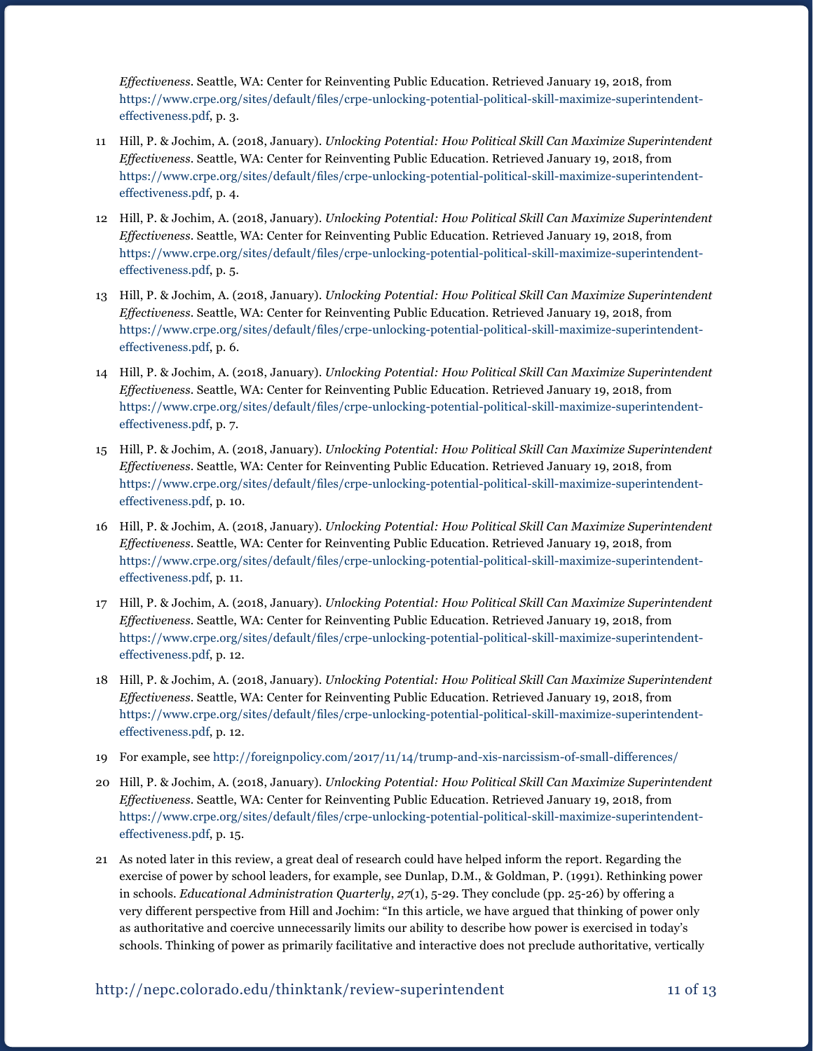*Effectiveness*. Seattle, WA: Center for Reinventing Public Education. Retrieved January 19, 2018, from https://www.crpe.org/sites/default/files/crpe-unlocking-potential-political-skill-maximize-superintendent-effectiveness.pdf, p. 3.

11 Hill, P. & Jochim, A. (2018, January). *Unlocking Potential: How Political Skill Can Maximize Superintendent Effectiveness*. Seattle, WA: Center for Reinventing Public Education. Retrieved January 19, 2018, from https://www.crpe.org/sites/default/files/crpe-unlocking-potential-political-skill-maximize-superintendent-effectiveness.pdf, p. 4.

12 Hill, P. & Jochim, A. (2018, January). *Unlocking Potential: How Political Skill Can Maximize Superintendent Effectiveness*. Seattle, WA: Center for Reinventing Public Education. Retrieved January 19, 2018, from https://www.crpe.org/sites/default/files/crpe-unlocking-potential-political-skill-maximize-superintendent-effectiveness.pdf, p. 5.

13 Hill, P. & Jochim, A. (2018, January). *Unlocking Potential: How Political Skill Can Maximize Superintendent Effectiveness*. Seattle, WA: Center for Reinventing Public Education. Retrieved January 19, 2018, from https://www.crpe.org/sites/default/files/crpe-unlocking-potential-political-skill-maximize-superintendent-effectiveness.pdf, p. 6.

14 Hill, P. & Jochim, A. (2018, January). *Unlocking Potential: How Political Skill Can Maximize Superintendent Effectiveness*. Seattle, WA: Center for Reinventing Public Education. Retrieved January 19, 2018, from https://www.crpe.org/sites/default/files/crpe-unlocking-potential-political-skill-maximize-superintendent-effectiveness.pdf, p. 7.

15 Hill, P. & Jochim, A. (2018, January). *Unlocking Potential: How Political Skill Can Maximize Superintendent Effectiveness*. Seattle, WA: Center for Reinventing Public Education. Retrieved January 19, 2018, from https://www.crpe.org/sites/default/files/crpe-unlocking-potential-political-skill-maximize-superintendent-effectiveness.pdf, p. 10.

16 Hill, P. & Jochim, A. (2018, January). *Unlocking Potential: How Political Skill Can Maximize Superintendent Effectiveness*. Seattle, WA: Center for Reinventing Public Education. Retrieved January 19, 2018, from https://www.crpe.org/sites/default/files/crpe-unlocking-potential-political-skill-maximize-superintendent-effectiveness.pdf, p. 11.

17 Hill, P. & Jochim, A. (2018, January). *Unlocking Potential: How Political Skill Can Maximize Superintendent Effectiveness*. Seattle, WA: Center for Reinventing Public Education. Retrieved January 19, 2018, from https://www.crpe.org/sites/default/files/crpe-unlocking-potential-political-skill-maximize-superintendent-effectiveness.pdf, p. 12.

18 Hill, P. & Jochim, A. (2018, January). *Unlocking Potential: How Political Skill Can Maximize Superintendent Effectiveness*. Seattle, WA: Center for Reinventing Public Education. Retrieved January 19, 2018, from https://www.crpe.org/sites/default/files/crpe-unlocking-potential-political-skill-maximize-superintendent-effectiveness.pdf, p. 12.

19 For example, see http://foreignpolicy.com/2017/11/14/trump-and-xis-narcissism-of-small-differences/

20 Hill, P. & Jochim, A. (2018, January). *Unlocking Potential: How Political Skill Can Maximize Superintendent Effectiveness*. Seattle, WA: Center for Reinventing Public Education. Retrieved January 19, 2018, from https://www.crpe.org/sites/default/files/crpe-unlocking-potential-political-skill-maximize-superintendent-effectiveness.pdf, p. 15.

21 As noted later in this review, a great deal of research could have helped inform the report. Regarding the exercise of power by school leaders, for example, see Dunlap, D.M., & Goldman, P. (1991). Rethinking power in schools. *Educational Administration Quarterly*, *27*(1), 5-29. They conclude (pp. 25-26) by offering a very different perspective from Hill and Jochim: "In this article, we have argued that thinking of power only as authoritative and coercive unnecessarily limits our ability to describe how power is exercised in today's schools. Thinking of power as primarily facilitative and interactive does not preclude authoritative, vertically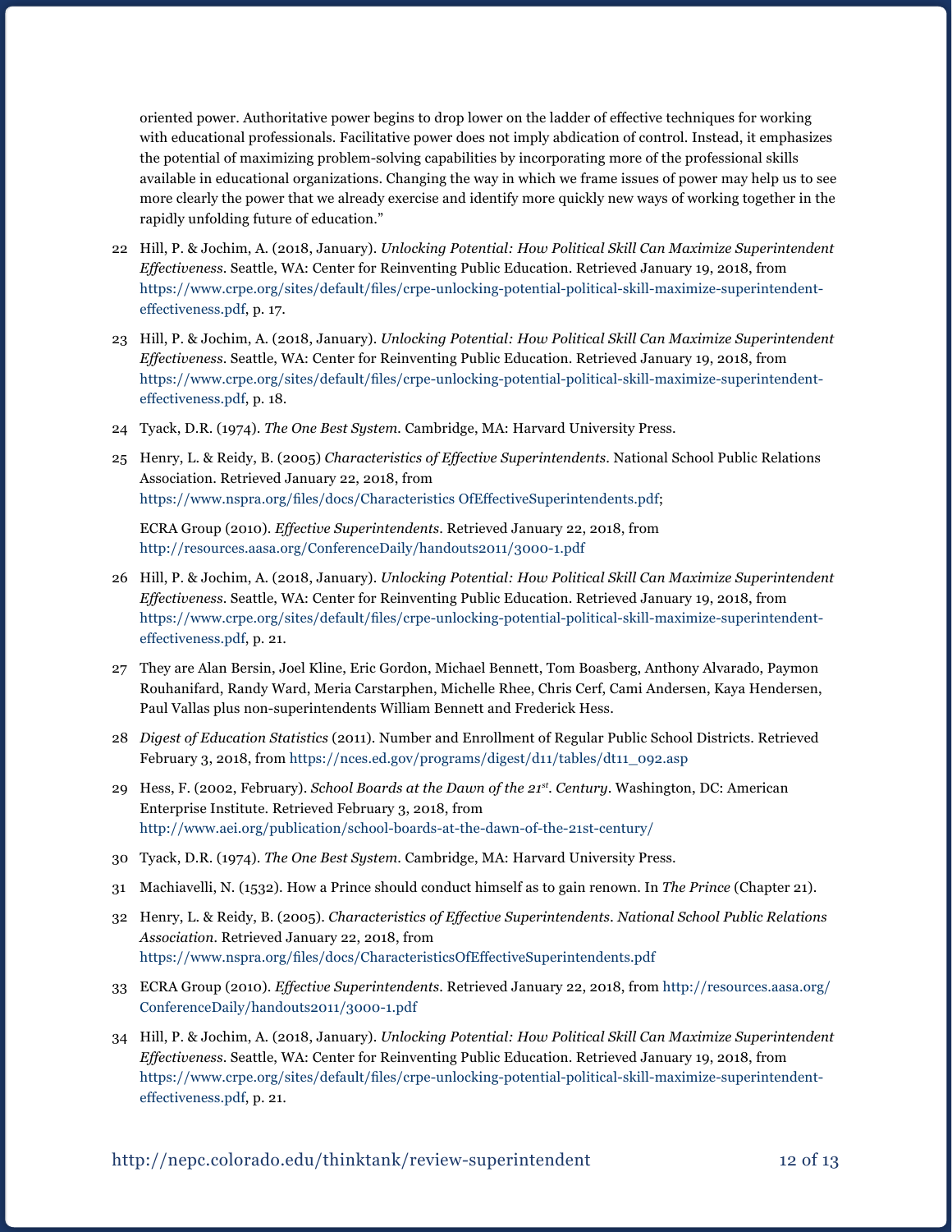oriented power. Authoritative power begins to drop lower on the ladder of effective techniques for working with educational professionals. Facilitative power does not imply abdication of control. Instead, it emphasizes the potential of maximizing problem-solving capabilities by incorporating more of the professional skills available in educational organizations. Changing the way in which we frame issues of power may help us to see more clearly the power that we already exercise and identify more quickly new ways of working together in the rapidly unfolding future of education."

22 Hill, P. & Jochim, A. (2018, January). *Unlocking Potential: How Political Skill Can Maximize Superintendent Effectiveness*. Seattle, WA: Center for Reinventing Public Education. Retrieved January 19, 2018, from https://www.crpe.org/sites/default/files/crpe-unlocking-potential-political-skill-maximize-superintendent-effectiveness.pdf, p. 17.

23 Hill, P. & Jochim, A. (2018, January). *Unlocking Potential: How Political Skill Can Maximize Superintendent Effectiveness*. Seattle, WA: Center for Reinventing Public Education. Retrieved January 19, 2018, from https://www.crpe.org/sites/default/files/crpe-unlocking-potential-political-skill-maximize-superintendent-effectiveness.pdf, p. 18.

24 Tyack, D.R. (1974). *The One Best System*. Cambridge, MA: Harvard University Press.

25 Henry, L. & Reidy, B. (2005) *Characteristics of Effective Superintendents*. National School Public Relations Association. Retrieved January 22, 2018, from https://www.nspra.org/files/docs/Characteristics OfEffectiveSuperintendents.pdf;

ECRA Group (2010). *Effective Superintendents*. Retrieved January 22, 2018, from http://resources.aasa.org/ConferenceDaily/handouts2011/3000-1.pdf

26 Hill, P. & Jochim, A. (2018, January). *Unlocking Potential: How Political Skill Can Maximize Superintendent Effectiveness*. Seattle, WA: Center for Reinventing Public Education. Retrieved January 19, 2018, from https://www.crpe.org/sites/default/files/crpe-unlocking-potential-political-skill-maximize-superintendent-effectiveness.pdf, p. 21.

27 They are Alan Bersin, Joel Kline, Eric Gordon, Michael Bennett, Tom Boasberg, Anthony Alvarado, Paymon Rouhanifard, Randy Ward, Meria Carstarphen, Michelle Rhee, Chris Cerf, Cami Andersen, Kaya Hendersen, Paul Vallas plus non-superintendents William Bennett and Frederick Hess.

28 *Digest of Education Statistics* (2011). Number and Enrollment of Regular Public School Districts. Retrieved February 3, 2018, from https://nces.ed.gov/programs/digest/d11/tables/dt11_092.asp

29 Hess, F. (2002, February). *School Boards at the Dawn of the 21st. Century*. Washington, DC: American Enterprise Institute. Retrieved February 3, 2018, from http://www.aei.org/publication/school-boards-at-the-dawn-of-the-21st-century/

30 Tyack, D.R. (1974). *The One Best System*. Cambridge, MA: Harvard University Press.

31 Machiavelli, N. (1532). How a Prince should conduct himself as to gain renown. In *The Prince* (Chapter 21).

32 Henry, L. & Reidy, B. (2005). *Characteristics of Effective Superintendents. National School Public Relations Association*. Retrieved January 22, 2018, from https://www.nspra.org/files/docs/CharacteristicsOfEffectiveSuperintendents.pdf

33 ECRA Group (2010). *Effective Superintendents*. Retrieved January 22, 2018, from http://resources.aasa.org/ConferenceDaily/handouts2011/3000-1.pdf

34 Hill, P. & Jochim, A. (2018, January). *Unlocking Potential: How Political Skill Can Maximize Superintendent Effectiveness*. Seattle, WA: Center for Reinventing Public Education. Retrieved January 19, 2018, from https://www.crpe.org/sites/default/files/crpe-unlocking-potential-political-skill-maximize-superintendent-effectiveness.pdf, p. 21.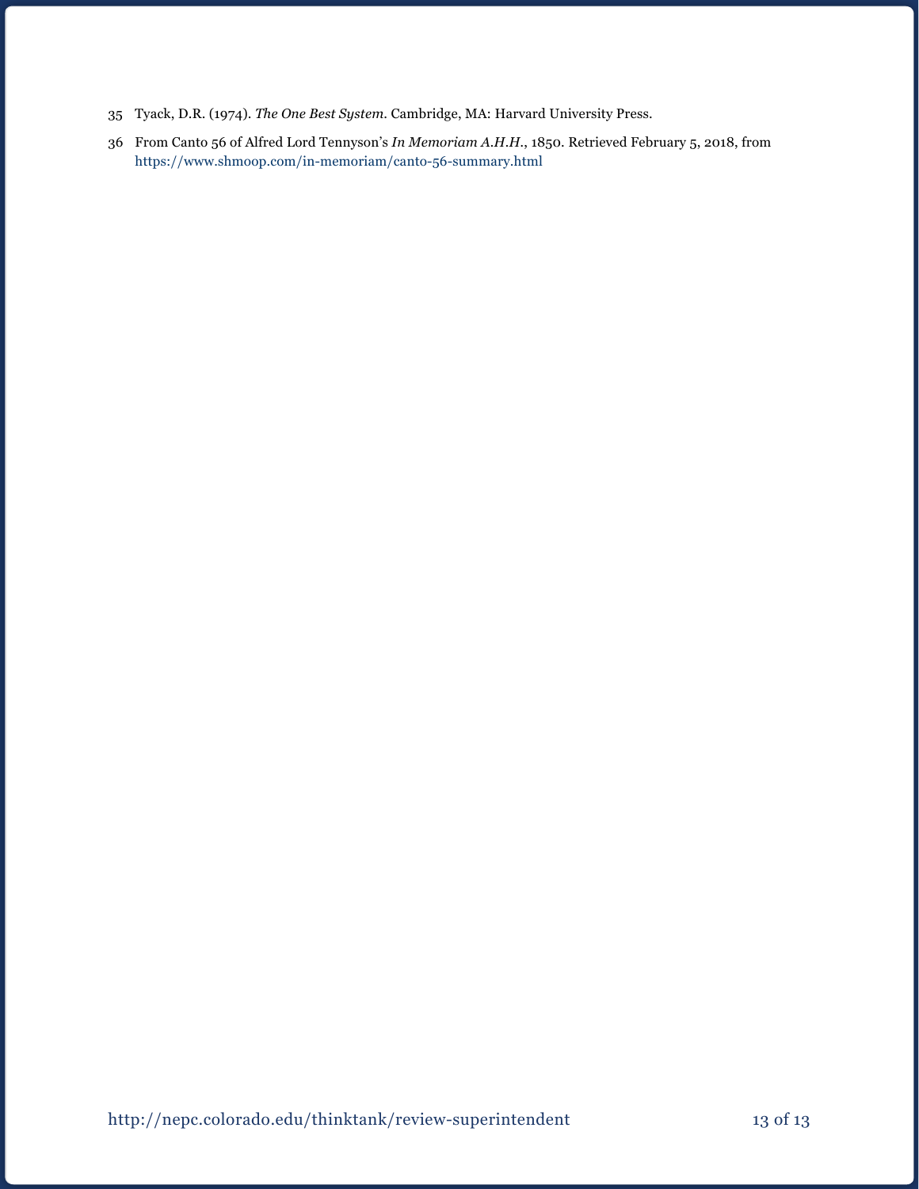35 Tyack, D.R. (1974). *The One Best System*. Cambridge, MA: Harvard University Press.

36 From Canto 56 of Alfred Lord Tennyson's *In Memoriam A.H.H.*, 1850. Retrieved February 5, 2018, from https://www.shmoop.com/in-memoriam/canto-56-summary.html